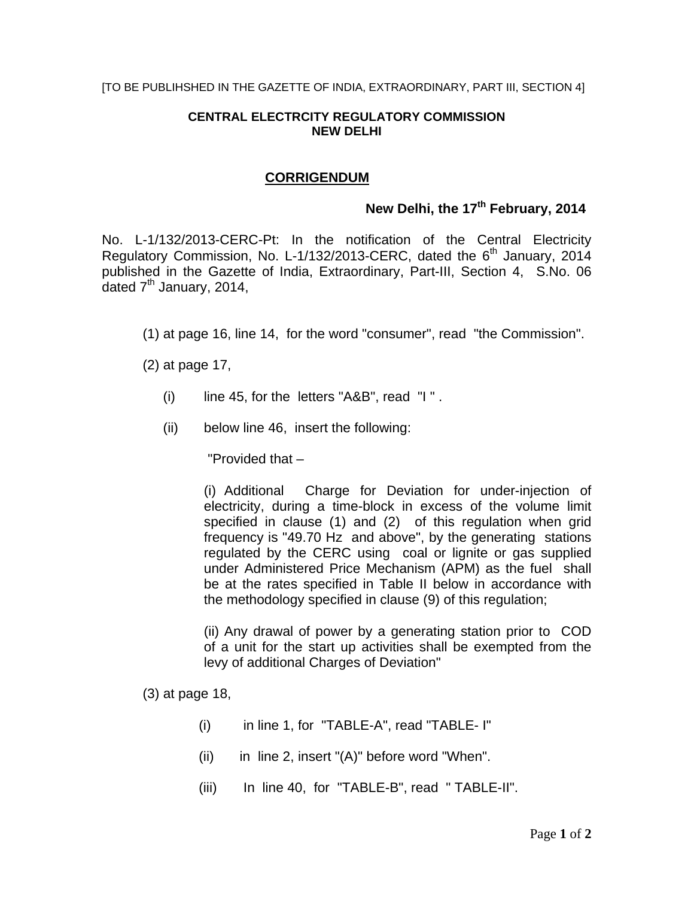[TO BE PUBLIHSHED IN THE GAZETTE OF INDIA, EXTRAORDINARY, PART III, SECTION 4]

**CENTRAL ELECTRCITY REGULATORY COMMISSION**
**NEW DELHI**

## CORRIGENDUM

**New Delhi, the 17th February, 2014**

No. L-1/132/2013-CERC-Pt: In the notification of the Central Electricity Regulatory Commission, No. L-1/132/2013-CERC, dated the 6th January, 2014 published in the Gazette of India, Extraordinary, Part-III, Section 4, S.No. 06 dated 7th January, 2014,

(1) at page 16, line 14, for the word "consumer", read "the Commission".

(2) at page 17,

(i) line 45, for the letters "A&B", read "I ".

(ii) below line 46, insert the following:

"Provided that –

(i) Additional Charge for Deviation for under-injection of electricity, during a time-block in excess of the volume limit specified in clause (1) and (2) of this regulation when grid frequency is "49.70 Hz and above", by the generating stations regulated by the CERC using coal or lignite or gas supplied under Administered Price Mechanism (APM) as the fuel shall be at the rates specified in Table II below in accordance with the methodology specified in clause (9) of this regulation;

(ii) Any drawal of power by a generating station prior to COD of a unit for the start up activities shall be exempted from the levy of additional Charges of Deviation"

(3) at page 18,

(i) in line 1, for "TABLE-A", read "TABLE- I"

(ii) in line 2, insert "(A)" before word "When".

(iii) In line 40, for "TABLE-B", read " TABLE-II".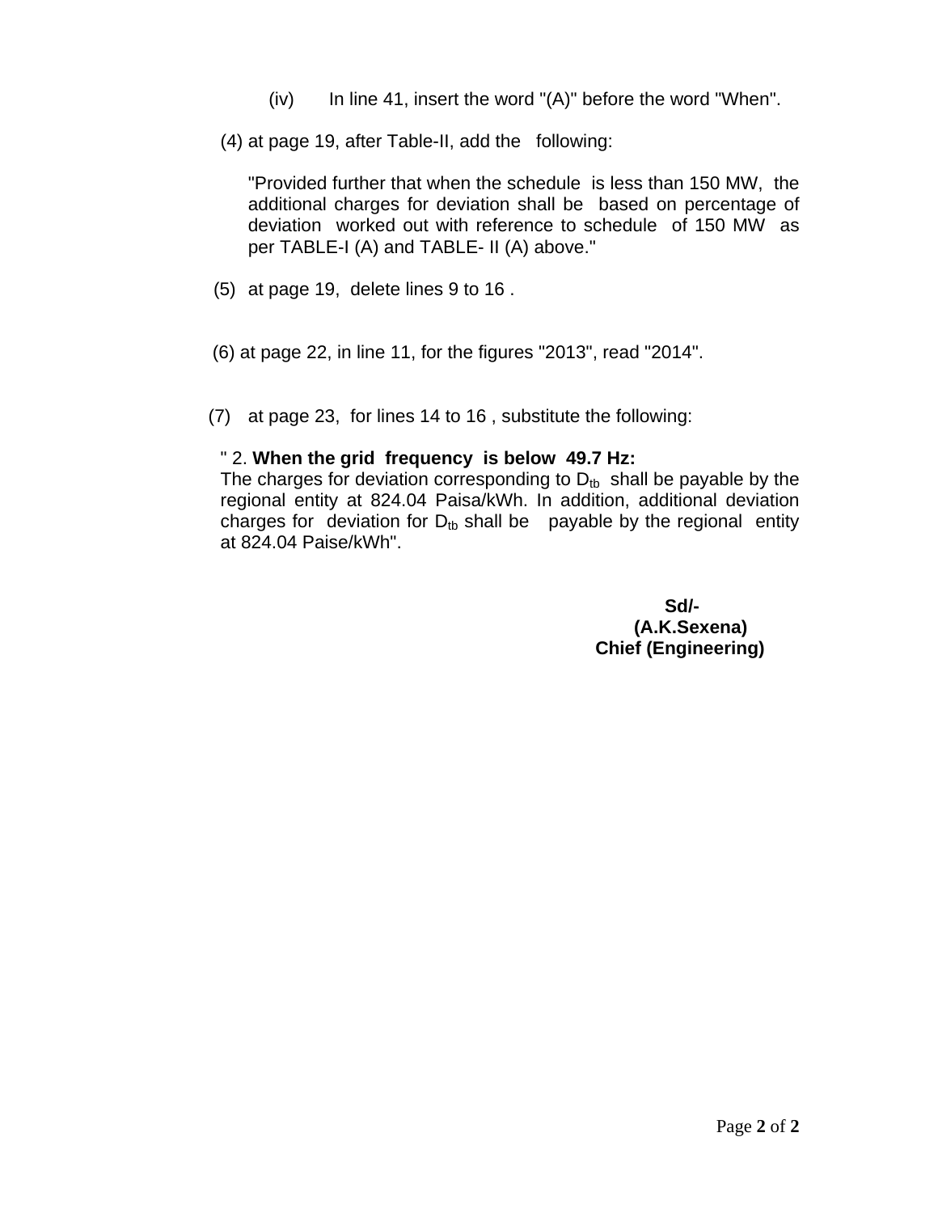(iv) In line 41, insert the word "(A)" before the word "When".

(4) at page 19, after Table-II, add the following:

"Provided further that when the schedule is less than 150 MW, the additional charges for deviation shall be based on percentage of deviation worked out with reference to schedule of 150 MW as per TABLE-I (A) and TABLE- II (A) above."

(5) at page 19, delete lines 9 to 16 .

(6) at page 22, in line 11, for the figures "2013", read "2014".

(7) at page 23, for lines 14 to 16 , substitute the following:

" 2. **When the grid frequency is below 49.7 Hz:**
The charges for deviation corresponding to $D_{tb}$ shall be payable by the regional entity at 824.04 Paisa/kWh. In addition, additional deviation charges for deviation for $D_{tb}$ shall be payable by the regional entity at 824.04 Paise/kWh".

**Sd/-**
**(A.K.Sexena)**
**Chief (Engineering)**